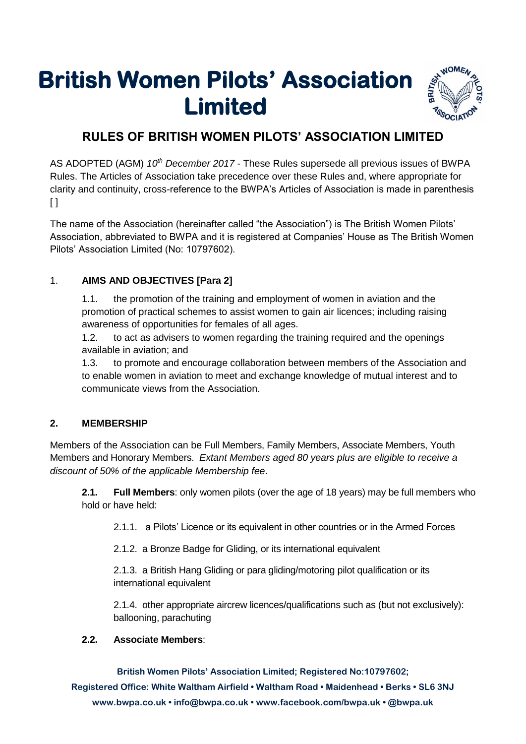# British Women Pilots' Association Limited

## RULES OF BRITISH WOMEN PILOTS' ASSOCIATION LIMITED

AS ADOPTED (AGM) *10th December 2017* - These Rules supersede all previous issues of BWPA Rules. The Articles of Association take precedence over these Rules and, where appropriate for clarity and continuity, cross-reference to the BWPA's Articles of Association is made in parenthesis [ ]

The name of the Association (hereinafter called "the Association") is The British Women Pilots' Association, abbreviated to BWPA and it is registered at Companies' House as The British Women Pilots' Association Limited (No: 10797602).

### 1. AIMS AND OBJECTIVES [Para 2]

1.1. the promotion of the training and employment of women in aviation and the promotion of practical schemes to assist women to gain air licences; including raising awareness of opportunities for females of all ages.

1.2. to act as advisers to women regarding the training required and the openings available in aviation; and

1.3. to promote and encourage collaboration between members of the Association and to enable women in aviation to meet and exchange knowledge of mutual interest and to communicate views from the Association.

### 2. MEMBERSHIP

Members of the Association can be Full Members, Family Members, Associate Members, Youth Members and Honorary Members. *Extant Members aged 80 years plus are eligible to receive a discount of 50% of the applicable Membership fee*.

**2.1. Full Members**: only women pilots (over the age of 18 years) may be full members who hold or have held:

2.1.1. a Pilots' Licence or its equivalent in other countries or in the Armed Forces

2.1.2. a Bronze Badge for Gliding, or its international equivalent

2.1.3. a British Hang Gliding or para gliding/motoring pilot qualification or its international equivalent

2.1.4. other appropriate aircrew licences/qualifications such as (but not exclusively): ballooning, parachuting

**2.2. Associate Members**: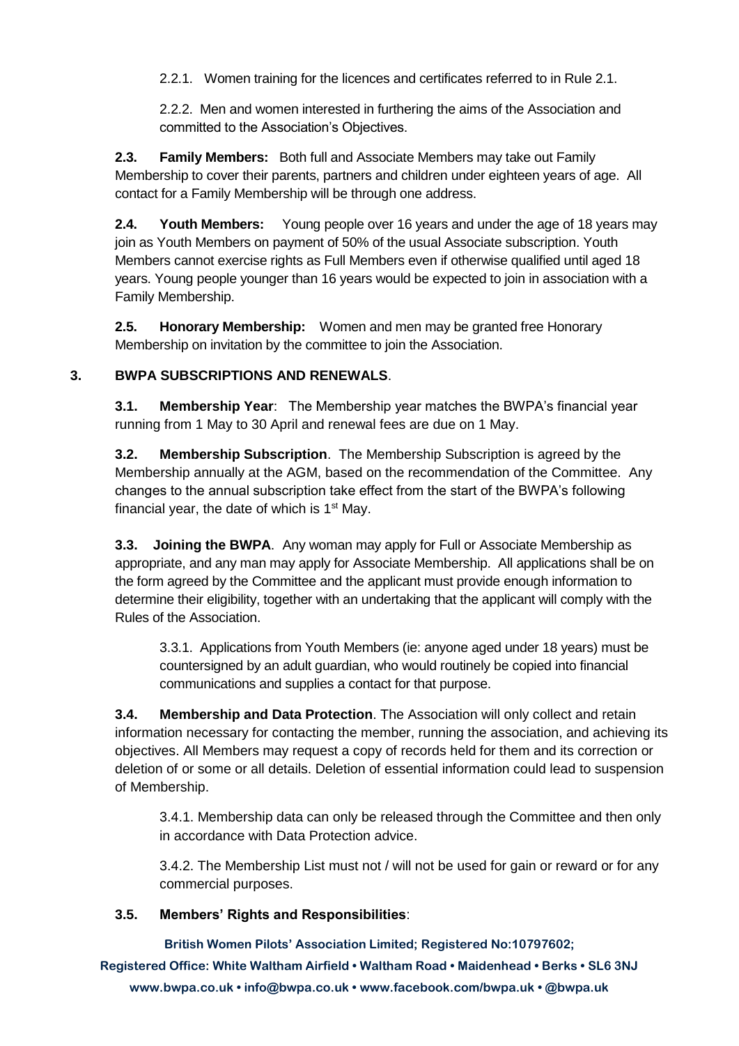2.2.1. Women training for the licences and certificates referred to in Rule 2.1.

2.2.2. Men and women interested in furthering the aims of the Association and committed to the Association's Objectives.

**2.3. Family Members:** Both full and Associate Members may take out Family Membership to cover their parents, partners and children under eighteen years of age. All contact for a Family Membership will be through one address.

**2.4. Youth Members:** Young people over 16 years and under the age of 18 years may join as Youth Members on payment of 50% of the usual Associate subscription. Youth Members cannot exercise rights as Full Members even if otherwise qualified until aged 18 years. Young people younger than 16 years would be expected to join in association with a Family Membership.

**2.5. Honorary Membership:** Women and men may be granted free Honorary Membership on invitation by the committee to join the Association.

## 3. BWPA SUBSCRIPTIONS AND RENEWALS.

**3.1. Membership Year**: The Membership year matches the BWPA's financial year running from 1 May to 30 April and renewal fees are due on 1 May.

**3.2. Membership Subscription**. The Membership Subscription is agreed by the Membership annually at the AGM, based on the recommendation of the Committee. Any changes to the annual subscription take effect from the start of the BWPA's following financial year, the date of which is 1st May.

**3.3. Joining the BWPA**. Any woman may apply for Full or Associate Membership as appropriate, and any man may apply for Associate Membership. All applications shall be on the form agreed by the Committee and the applicant must provide enough information to determine their eligibility, together with an undertaking that the applicant will comply with the Rules of the Association.

3.3.1. Applications from Youth Members (ie: anyone aged under 18 years) must be countersigned by an adult guardian, who would routinely be copied into financial communications and supplies a contact for that purpose.

**3.4. Membership and Data Protection**. The Association will only collect and retain information necessary for contacting the member, running the association, and achieving its objectives. All Members may request a copy of records held for them and its correction or deletion of or some or all details. Deletion of essential information could lead to suspension of Membership.

3.4.1. Membership data can only be released through the Committee and then only in accordance with Data Protection advice.

3.4.2. The Membership List must not / will not be used for gain or reward or for any commercial purposes.

**3.5. Members' Rights and Responsibilities**: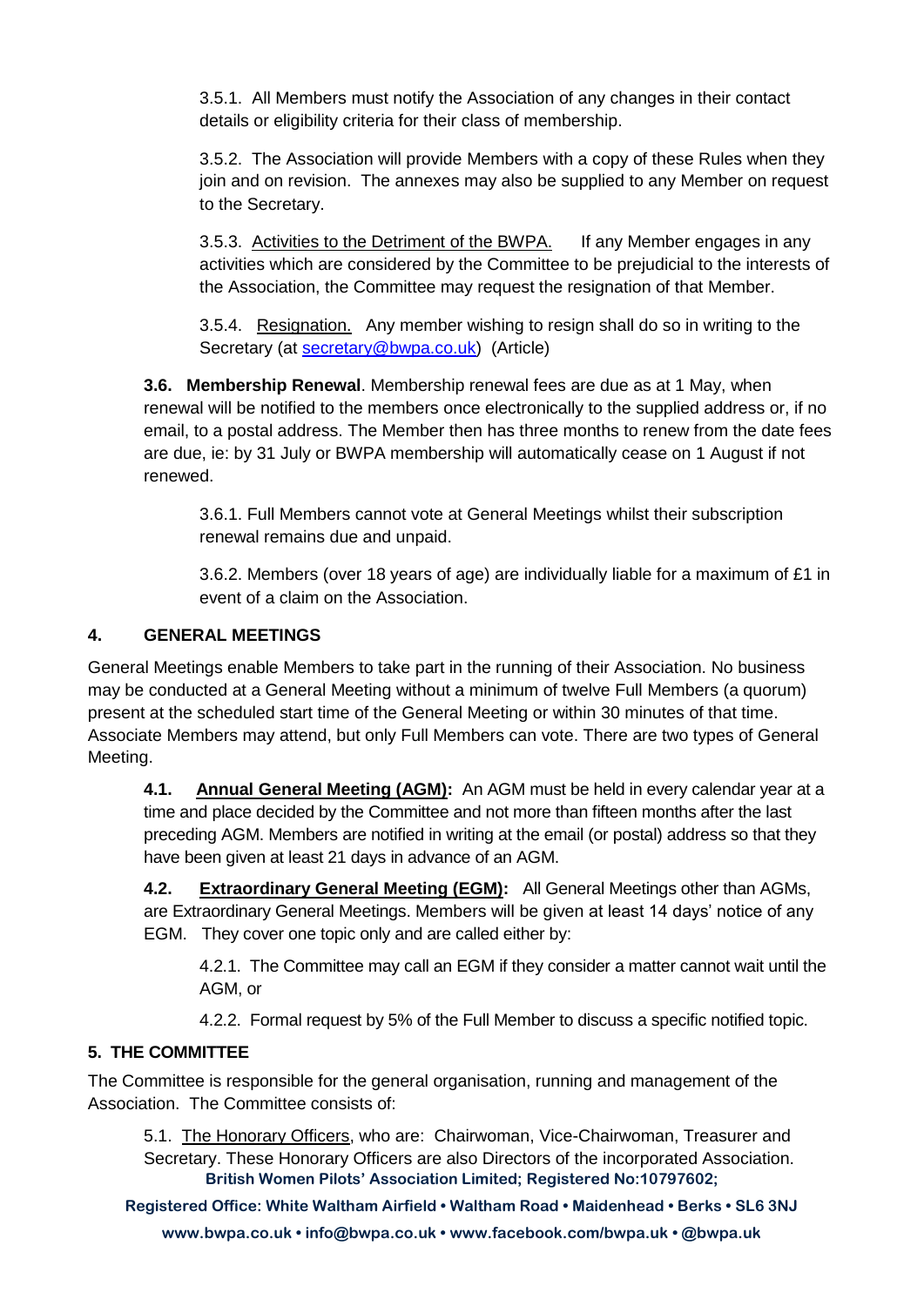3.5.1. All Members must notify the Association of any changes in their contact details or eligibility criteria for their class of membership.

3.5.2. The Association will provide Members with a copy of these Rules when they join and on revision. The annexes may also be supplied to any Member on request to the Secretary.

3.5.3. Activities to the Detriment of the BWPA. If any Member engages in any activities which are considered by the Committee to be prejudicial to the interests of the Association, the Committee may request the resignation of that Member.

3.5.4. Resignation. Any member wishing to resign shall do so in writing to the Secretary (at secretary@bwpa.co.uk) (Article)

**3.6. Membership Renewal**. Membership renewal fees are due as at 1 May, when renewal will be notified to the members once electronically to the supplied address or, if no email, to a postal address. The Member then has three months to renew from the date fees are due, ie: by 31 July or BWPA membership will automatically cease on 1 August if not renewed.

3.6.1. Full Members cannot vote at General Meetings whilst their subscription renewal remains due and unpaid.

3.6.2. Members (over 18 years of age) are individually liable for a maximum of £1 in event of a claim on the Association.

## 4. GENERAL MEETINGS

General Meetings enable Members to take part in the running of their Association. No business may be conducted at a General Meeting without a minimum of twelve Full Members (a quorum) present at the scheduled start time of the General Meeting or within 30 minutes of that time. Associate Members may attend, but only Full Members can vote. There are two types of General Meeting.

**4.1. Annual General Meeting (AGM):** An AGM must be held in every calendar year at a time and place decided by the Committee and not more than fifteen months after the last preceding AGM. Members are notified in writing at the email (or postal) address so that they have been given at least 21 days in advance of an AGM.

**4.2. Extraordinary General Meeting (EGM):** All General Meetings other than AGMs, are Extraordinary General Meetings. Members will be given at least 14 days' notice of any EGM. They cover one topic only and are called either by:

4.2.1. The Committee may call an EGM if they consider a matter cannot wait until the AGM, or

4.2.2. Formal request by 5% of the Full Member to discuss a specific notified topic.

## 5. THE COMMITTEE

The Committee is responsible for the general organisation, running and management of the Association. The Committee consists of:

5.1. The Honorary Officers, who are: Chairwoman, Vice-Chairwoman, Treasurer and Secretary. These Honorary Officers are also Directors of the incorporated Association.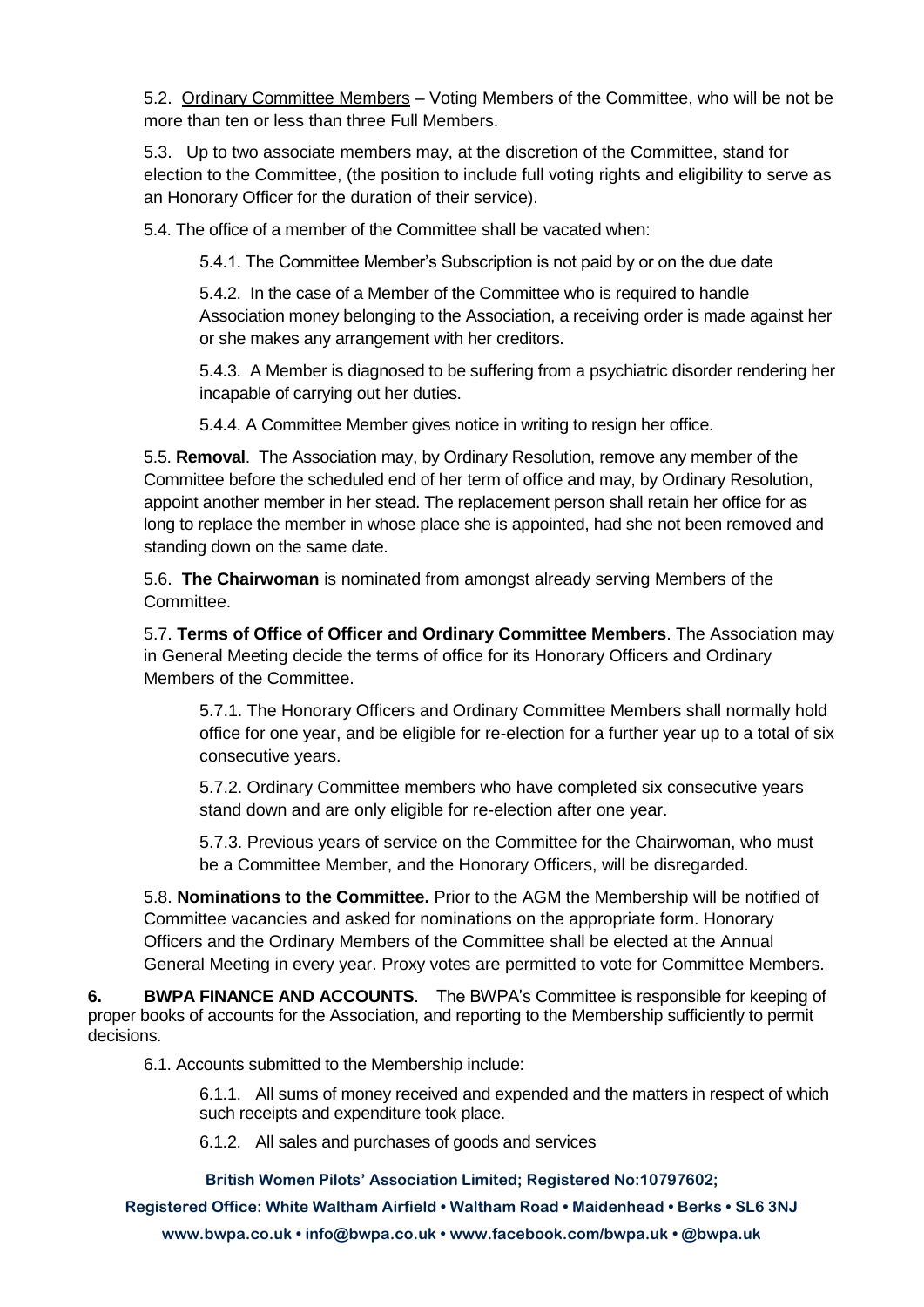5.2. Ordinary Committee Members – Voting Members of the Committee, who will be not be more than ten or less than three Full Members.

5.3. Up to two associate members may, at the discretion of the Committee, stand for election to the Committee, (the position to include full voting rights and eligibility to serve as an Honorary Officer for the duration of their service).

5.4. The office of a member of the Committee shall be vacated when:

> 5.4.1. The Committee Member's Subscription is not paid by or on the due date
>
> 5.4.2. In the case of a Member of the Committee who is required to handle Association money belonging to the Association, a receiving order is made against her or she makes any arrangement with her creditors.
>
> 5.4.3. A Member is diagnosed to be suffering from a psychiatric disorder rendering her incapable of carrying out her duties.
>
> 5.4.4. A Committee Member gives notice in writing to resign her office.

5.5. **Removal**. The Association may, by Ordinary Resolution, remove any member of the Committee before the scheduled end of her term of office and may, by Ordinary Resolution, appoint another member in her stead. The replacement person shall retain her office for as long to replace the member in whose place she is appointed, had she not been removed and standing down on the same date.

5.6. **The Chairwoman** is nominated from amongst already serving Members of the Committee.

5.7. **Terms of Office of Officer and Ordinary Committee Members**. The Association may in General Meeting decide the terms of office for its Honorary Officers and Ordinary Members of the Committee.

> 5.7.1. The Honorary Officers and Ordinary Committee Members shall normally hold office for one year, and be eligible for re-election for a further year up to a total of six consecutive years.
>
> 5.7.2. Ordinary Committee members who have completed six consecutive years stand down and are only eligible for re-election after one year.
>
> 5.7.3. Previous years of service on the Committee for the Chairwoman, who must be a Committee Member, and the Honorary Officers, will be disregarded.

5.8. **Nominations to the Committee.** Prior to the AGM the Membership will be notified of Committee vacancies and asked for nominations on the appropriate form. Honorary Officers and the Ordinary Members of the Committee shall be elected at the Annual General Meeting in every year. Proxy votes are permitted to vote for Committee Members.

**6. BWPA FINANCE AND ACCOUNTS**. The BWPA's Committee is responsible for keeping of proper books of accounts for the Association, and reporting to the Membership sufficiently to permit decisions.

6.1. Accounts submitted to the Membership include:

> 6.1.1. All sums of money received and expended and the matters in respect of which such receipts and expenditure took place.
>
> 6.1.2. All sales and purchases of goods and services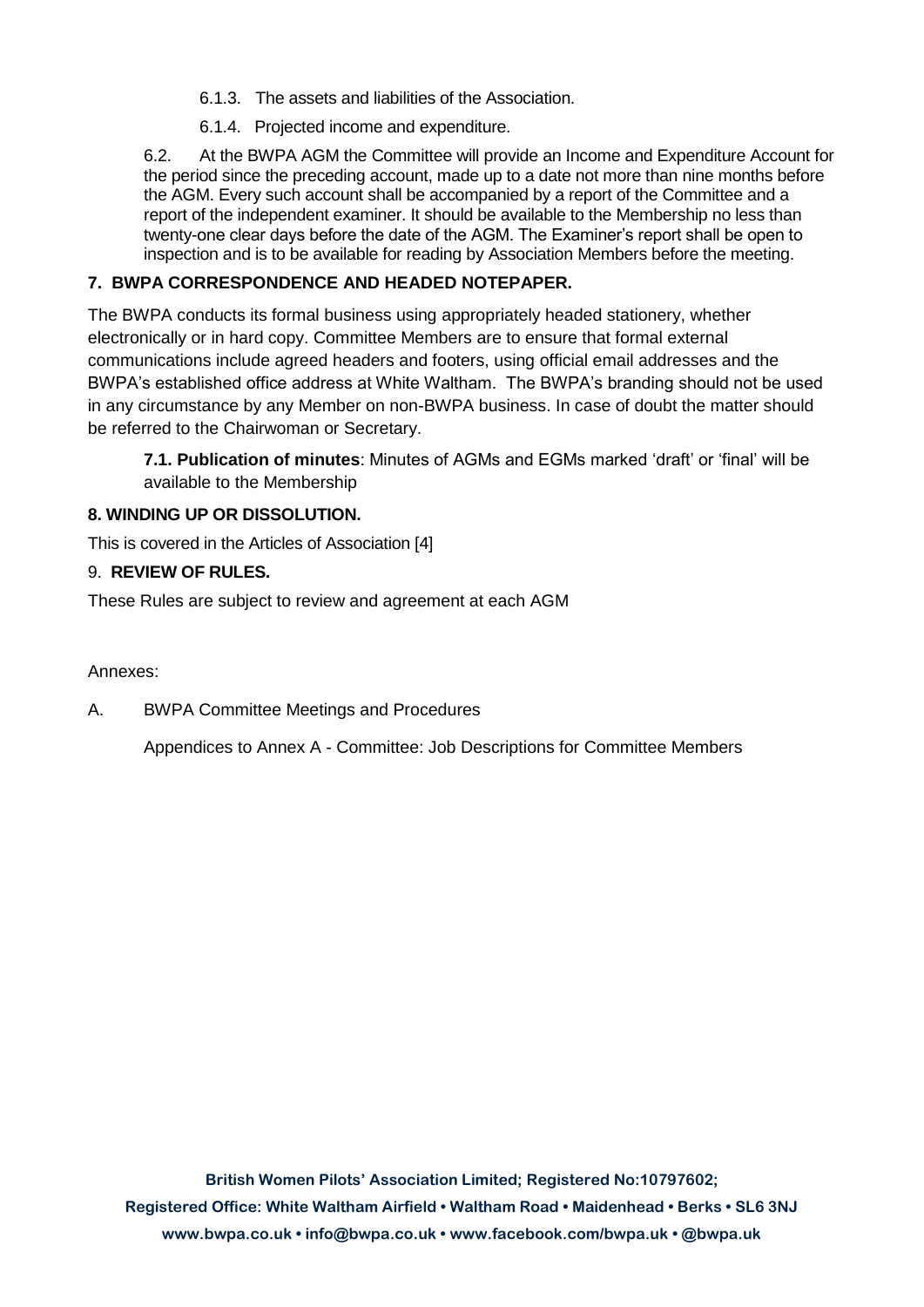6.1.3. The assets and liabilities of the Association.

6.1.4. Projected income and expenditure.

6.2. At the BWPA AGM the Committee will provide an Income and Expenditure Account for the period since the preceding account, made up to a date not more than nine months before the AGM. Every such account shall be accompanied by a report of the Committee and a report of the independent examiner. It should be available to the Membership no less than twenty-one clear days before the date of the AGM. The Examiner's report shall be open to inspection and is to be available for reading by Association Members before the meeting.

**7. BWPA CORRESPONDENCE AND HEADED NOTEPAPER.**

The BWPA conducts its formal business using appropriately headed stationery, whether electronically or in hard copy. Committee Members are to ensure that formal external communications include agreed headers and footers, using official email addresses and the BWPA's established office address at White Waltham. The BWPA's branding should not be used in any circumstance by any Member on non-BWPA business. In case of doubt the matter should be referred to the Chairwoman or Secretary.

**7.1. Publication of minutes**: Minutes of AGMs and EGMs marked 'draft' or 'final' will be available to the Membership

**8. WINDING UP OR DISSOLUTION.**

This is covered in the Articles of Association [4]

9. **REVIEW OF RULES.**

These Rules are subject to review and agreement at each AGM

Annexes:

A. BWPA Committee Meetings and Procedures

Appendices to Annex A - Committee: Job Descriptions for Committee Members